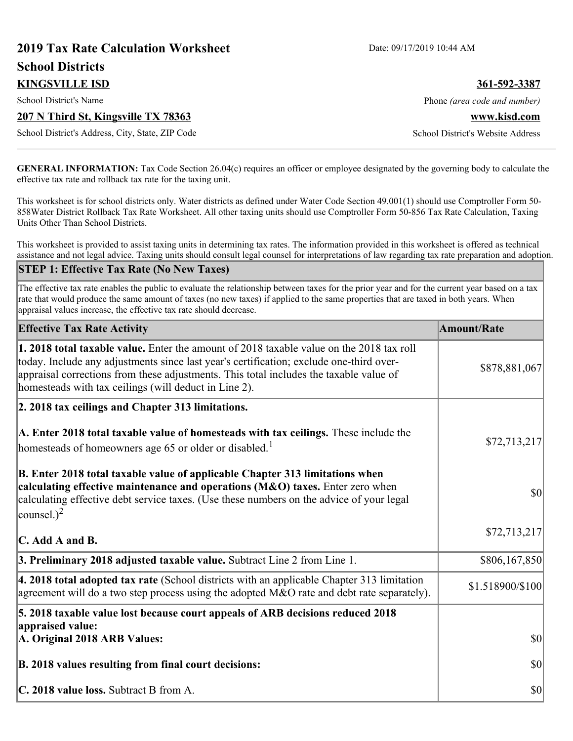# 2019 Tax Rate Calculation Worksheet

Date: 09/17/2019 10:44 AM

## School Districts

**KINGSVILLE ISD** — School District's Name

**361-592-3387** — Phone *(area code and number)*

**207 N Third St, Kingsville TX 78363** — School District's Address, City, State, ZIP Code

**www.kisd.com** — School District's Website Address

---

**GENERAL INFORMATION:** Tax Code Section 26.04(c) requires an officer or employee designated by the governing body to calculate the effective tax rate and rollback tax rate for the taxing unit.

This worksheet is for school districts only. Water districts as defined under Water Code Section 49.001(1) should use Comptroller Form 50-858Water District Rollback Tax Rate Worksheet. All other taxing units should use Comptroller Form 50-856 Tax Rate Calculation, Taxing Units Other Than School Districts.

This worksheet is provided to assist taxing units in determining tax rates. The information provided in this worksheet is offered as technical assistance and not legal advice. Taxing units should consult legal counsel for interpretations of law regarding tax rate preparation and adoption.

### STEP 1: Effective Tax Rate (No New Taxes)

The effective tax rate enables the public to evaluate the relationship between taxes for the prior year and for the current year based on a tax rate that would produce the same amount of taxes (no new taxes) if applied to the same properties that are taxed in both years. When appraisal values increase, the effective tax rate should decrease.

| Effective Tax Rate Activity | Amount/Rate |
|---|---|
| **1. 2018 total taxable value.** Enter the amount of 2018 taxable value on the 2018 tax roll today. Include any adjustments since last year's certification; exclude one-third over-appraisal corrections from these adjustments. This total includes the taxable value of homesteads with tax ceilings (will deduct in Line 2). | $878,881,067 |
| **2. 2018 tax ceilings and Chapter 313 limitations.** | |
| **A. Enter 2018 total taxable value of homesteads with tax ceilings.** These include the homesteads of homeowners age 65 or older or disabled.[1] | $72,713,217 |
| **B. Enter 2018 total taxable value of applicable Chapter 313 limitations when calculating effective maintenance and operations (M&O) taxes.** Enter zero when calculating effective debt service taxes. (Use these numbers on the advice of your legal counsel.)[2] | $0 |
| **C. Add A and B.** | $72,713,217 |
| **3. Preliminary 2018 adjusted taxable value.** Subtract Line 2 from Line 1. | $806,167,850 |
| **4. 2018 total adopted tax rate** (School districts with an applicable Chapter 313 limitation agreement will do a two step process using the adopted M&O rate and debt rate separately). | $1.518900/$100 |
| **5. 2018 taxable value lost because court appeals of ARB decisions reduced 2018 appraised value:** | |
| **A. Original 2018 ARB Values:** | $0 |
| **B. 2018 values resulting from final court decisions:** | $0 |
| **C. 2018 value loss.** Subtract B from A. | $0 |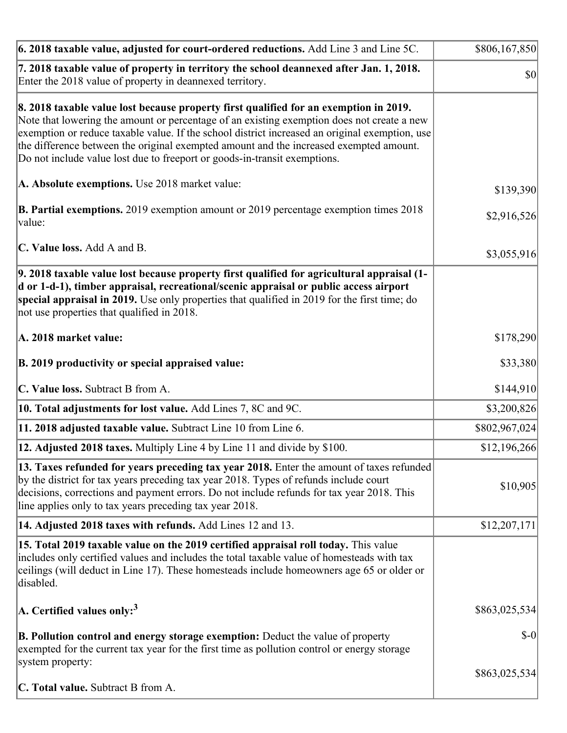| | |
|---|---|
| **6. 2018 taxable value, adjusted for court-ordered reductions.** Add Line 3 and Line 5C. | $806,167,850 |
| **7. 2018 taxable value of property in territory the school deannexed after Jan. 1, 2018.** Enter the 2018 value of property in deannexed territory. | $0 |
| **8. 2018 taxable value lost because property first qualified for an exemption in 2019.** Note that lowering the amount or percentage of an existing exemption does not create a new exemption or reduce taxable value. If the school district increased an original exemption, use the difference between the original exempted amount and the increased exempted amount. Do not include value lost due to freeport or goods-in-transit exemptions.<br><br>**A. Absolute exemptions.** Use 2018 market value:<br><br>**B. Partial exemptions.** 2019 exemption amount or 2019 percentage exemption times 2018 value:<br><br>**C. Value loss.** Add A and B. | <br><br><br><br><br>$139,390<br><br>$2,916,526<br><br>$3,055,916 |
| **9. 2018 taxable value lost because property first qualified for agricultural appraisal (1-d or 1-d-1), timber appraisal, recreational/scenic appraisal or public access airport special appraisal in 2019.** Use only properties that qualified in 2019 for the first time; do not use properties that qualified in 2018.<br><br>**A. 2018 market value:**<br><br>**B. 2019 productivity or special appraised value:**<br><br>**C. Value loss.** Subtract B from A. | <br><br><br><br>$178,290<br><br>$33,380<br><br>$144,910 |
| **10. Total adjustments for lost value.** Add Lines 7, 8C and 9C. | $3,200,826 |
| **11. 2018 adjusted taxable value.** Subtract Line 10 from Line 6. | $802,967,024 |
| **12. Adjusted 2018 taxes.** Multiply Line 4 by Line 11 and divide by $100. | $12,196,266 |
| **13. Taxes refunded for years preceding tax year 2018.** Enter the amount of taxes refunded by the district for tax years preceding tax year 2018. Types of refunds include court decisions, corrections and payment errors. Do not include refunds for tax year 2018. This line applies only to tax years preceding tax year 2018. | $10,905 |
| **14. Adjusted 2018 taxes with refunds.** Add Lines 12 and 13. | $12,207,171 |
| **15. Total 2019 taxable value on the 2019 certified appraisal roll today.** This value includes only certified values and includes the total taxable value of homesteads with tax ceilings (will deduct in Line 17). These homesteads include homeowners age 65 or older or disabled.<br><br>**A. Certified values only:**[3]<br><br>**B. Pollution control and energy storage exemption:** Deduct the value of property exempted for the current tax year for the first time as pollution control or energy storage system property:<br><br>**C. Total value.** Subtract B from A. | <br><br><br><br>$863,025,534<br><br>$-0<br><br>$863,025,534 |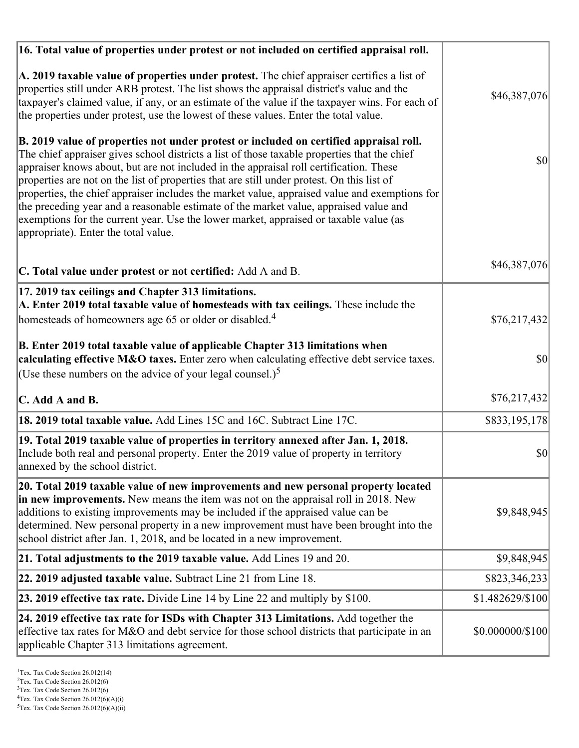| | |
|---|---|
| **16. Total value of properties under protest or not included on certified appraisal roll.** | |
| **A. 2019 taxable value of properties under protest.** The chief appraiser certifies a list of properties still under ARB protest. The list shows the appraisal district's value and the taxpayer's claimed value, if any, or an estimate of the value if the taxpayer wins. For each of the properties under protest, use the lowest of these values. Enter the total value. | $46,387,076 |
| **B. 2019 value of properties not under protest or included on certified appraisal roll.** The chief appraiser gives school districts a list of those taxable properties that the chief appraiser knows about, but are not included in the appraisal roll certification. These properties are not on the list of properties that are still under protest. On this list of properties, the chief appraiser includes the market value, appraised value and exemptions for the preceding year and a reasonable estimate of the market value, appraised value and exemptions for the current year. Use the lower market, appraised or taxable value (as appropriate). Enter the total value. | $0 |
| **C. Total value under protest or not certified:** Add A and B. | $46,387,076 |
| **17. 2019 tax ceilings and Chapter 313 limitations.** | |
| **A. Enter 2019 total taxable value of homesteads with tax ceilings.** These include the homesteads of homeowners age 65 or older or disabled.[4] | $76,217,432 |
| **B. Enter 2019 total taxable value of applicable Chapter 313 limitations when calculating effective M&O taxes.** Enter zero when calculating effective debt service taxes. (Use these numbers on the advice of your legal counsel.)[5] | $0 |
| **C. Add A and B.** | $76,217,432 |
| **18. 2019 total taxable value.** Add Lines 15C and 16C. Subtract Line 17C. | $833,195,178 |
| **19. Total 2019 taxable value of properties in territory annexed after Jan. 1, 2018.** Include both real and personal property. Enter the 2019 value of property in territory annexed by the school district. | $0 |
| **20. Total 2019 taxable value of new improvements and new personal property located in new improvements.** New means the item was not on the appraisal roll in 2018. New additions to existing improvements may be included if the appraised value can be determined. New personal property in a new improvement must have been brought into the school district after Jan. 1, 2018, and be located in a new improvement. | $9,848,945 |
| **21. Total adjustments to the 2019 taxable value.** Add Lines 19 and 20. | $9,848,945 |
| **22. 2019 adjusted taxable value.** Subtract Line 21 from Line 18. | $823,346,233 |
| **23. 2019 effective tax rate.** Divide Line 14 by Line 22 and multiply by $100. | $1.482629/$100 |
| **24. 2019 effective tax rate for ISDs with Chapter 313 Limitations.** Add together the effective tax rates for M&O and debt service for those school districts that participate in an applicable Chapter 313 limitations agreement. | $0.000000/$100 |

[1]Tex. Tax Code Section 26.012(14)
[2]Tex. Tax Code Section 26.012(6)
[3]Tex. Tax Code Section 26.012(6)
[4]Tex. Tax Code Section 26.012(6)(A)(i)
[5]Tex. Tax Code Section 26.012(6)(A)(ii)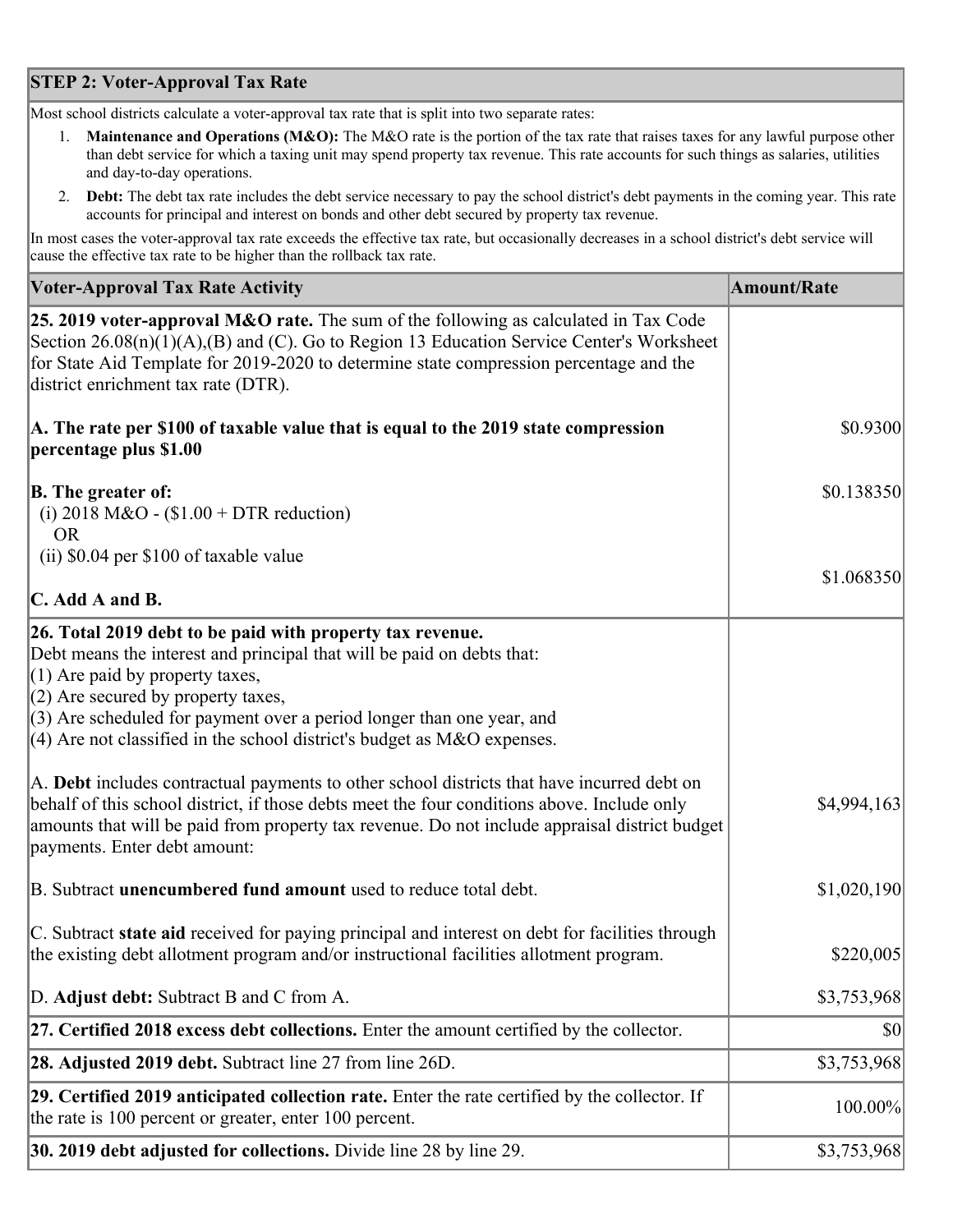## STEP 2: Voter-Approval Tax Rate

Most school districts calculate a voter-approval tax rate that is split into two separate rates:

1. **Maintenance and Operations (M&O):** The M&O rate is the portion of the tax rate that raises taxes for any lawful purpose other than debt service for which a taxing unit may spend property tax revenue. This rate accounts for such things as salaries, utilities and day-to-day operations.
2. **Debt:** The debt tax rate includes the debt service necessary to pay the school district's debt payments in the coming year. This rate accounts for principal and interest on bonds and other debt secured by property tax revenue.

In most cases the voter-approval tax rate exceeds the effective tax rate, but occasionally decreases in a school district's debt service will cause the effective tax rate to be higher than the rollback tax rate.

| Voter-Approval Tax Rate Activity | Amount/Rate |
|---|---|
| **25. 2019 voter-approval M&O rate.** The sum of the following as calculated in Tax Code Section 26.08(n)(1)(A),(B) and (C). Go to Region 13 Education Service Center's Worksheet for State Aid Template for 2019-2020 to determine state compression percentage and the district enrichment tax rate (DTR). | |
| **A. The rate per $100 of taxable value that is equal to the 2019 state compression percentage plus $1.00** | $0.9300 |
| **B. The greater of:**<br>(i) 2018 M&O - ($1.00 + DTR reduction)<br>OR<br>(ii) $0.04 per $100 of taxable value | $0.138350 |
| **C. Add A and B.** | $1.068350 |
| **26. Total 2019 debt to be paid with property tax revenue.**<br>Debt means the interest and principal that will be paid on debts that:<br>(1) Are paid by property taxes,<br>(2) Are secured by property taxes,<br>(3) Are scheduled for payment over a period longer than one year, and<br>(4) Are not classified in the school district's budget as M&O expenses. | |
| A. **Debt** includes contractual payments to other school districts that have incurred debt on behalf of this school district, if those debts meet the four conditions above. Include only amounts that will be paid from property tax revenue. Do not include appraisal district budget payments. Enter debt amount: | $4,994,163 |
| B. Subtract **unencumbered fund amount** used to reduce total debt. | $1,020,190 |
| C. Subtract **state aid** received for paying principal and interest on debt for facilities through the existing debt allotment program and/or instructional facilities allotment program. | $220,005 |
| D. **Adjust debt:** Subtract B and C from A. | $3,753,968 |
| **27. Certified 2018 excess debt collections.** Enter the amount certified by the collector. | $0 |
| **28. Adjusted 2019 debt.** Subtract line 27 from line 26D. | $3,753,968 |
| **29. Certified 2019 anticipated collection rate.** Enter the rate certified by the collector. If the rate is 100 percent or greater, enter 100 percent. | 100.00% |
| **30. 2019 debt adjusted for collections.** Divide line 28 by line 29. | $3,753,968 |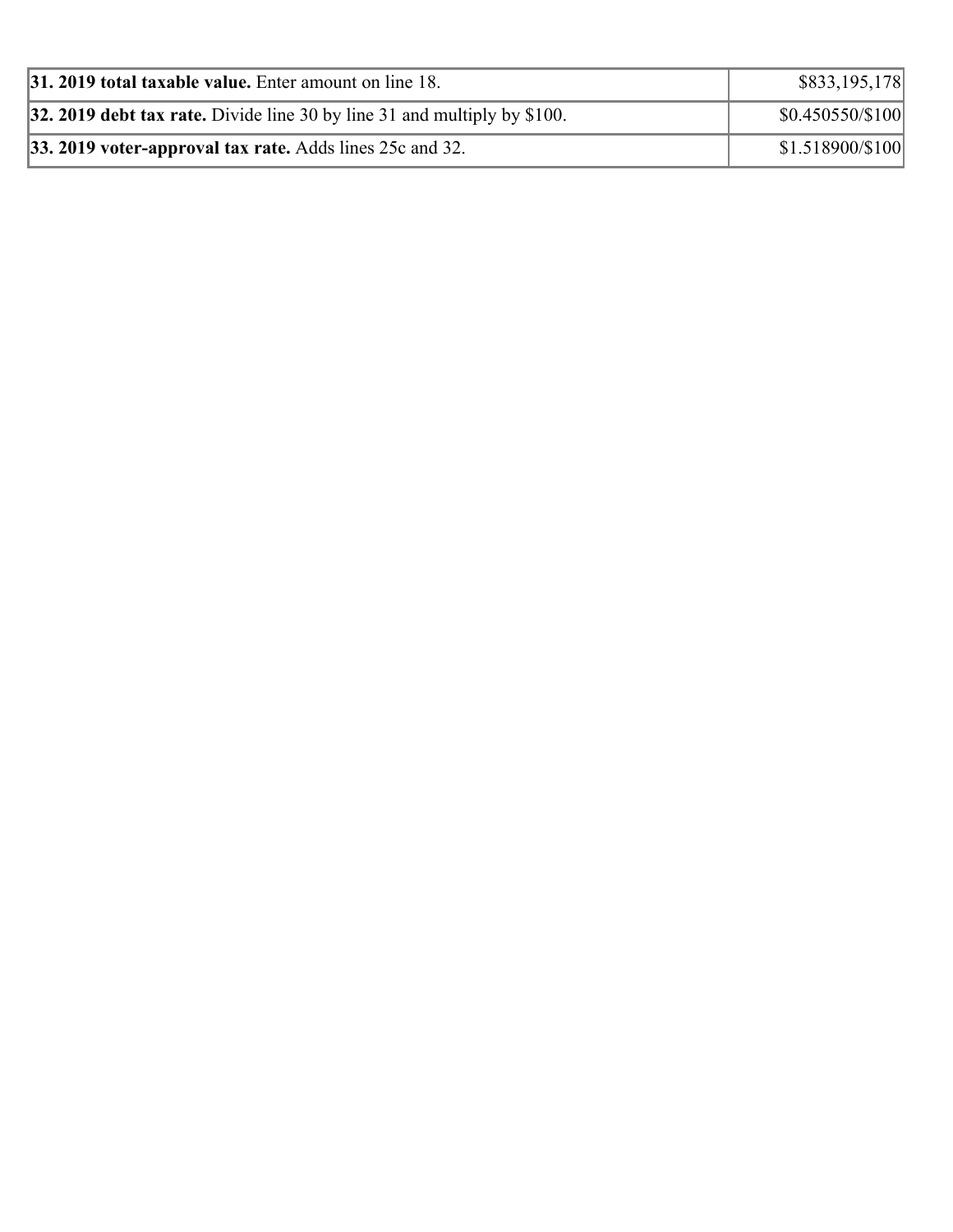| | |
|---|---|
| **31. 2019 total taxable value.** Enter amount on line 18. | $833,195,178 |
| **32. 2019 debt tax rate.** Divide line 30 by line 31 and multiply by $100. | $0.450550/$100 |
| **33. 2019 voter-approval tax rate.** Adds lines 25c and 32. | $1.518900/$100 |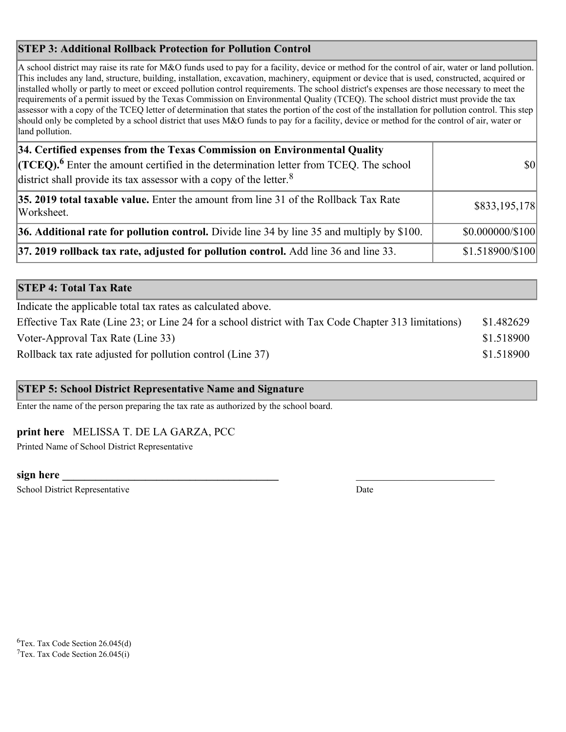## STEP 3: Additional Rollback Protection for Pollution Control

A school district may raise its rate for M&O funds used to pay for a facility, device or method for the control of air, water or land pollution. This includes any land, structure, building, installation, excavation, machinery, equipment or device that is used, constructed, acquired or installed wholly or partly to meet or exceed pollution control requirements. The school district's expenses are those necessary to meet the requirements of a permit issued by the Texas Commission on Environmental Quality (TCEQ). The school district must provide the tax assessor with a copy of the TCEQ letter of determination that states the portion of the cost of the installation for pollution control. This step should only be completed by a school district that uses M&O funds to pay for a facility, device or method for the control of air, water or land pollution.

| | |
|---|---|
| **34. Certified expenses from the Texas Commission on Environmental Quality (TCEQ).**[6] Enter the amount certified in the determination letter from TCEQ. The school district shall provide its tax assessor with a copy of the letter.[8] | $0 |
| **35. 2019 total taxable value.** Enter the amount from line 31 of the Rollback Tax Rate Worksheet. | $833,195,178 |
| **36. Additional rate for pollution control.** Divide line 34 by line 35 and multiply by $100. | $0.000000/$100 |
| **37. 2019 rollback tax rate, adjusted for pollution control.** Add line 36 and line 33. | $1.518900/$100 |

## STEP 4: Total Tax Rate

Indicate the applicable total tax rates as calculated above.

| | |
|---|---|
| Effective Tax Rate (Line 23; or Line 24 for a school district with Tax Code Chapter 313 limitations) | $1.482629 |
| Voter-Approval Tax Rate (Line 33) | $1.518900 |
| Rollback tax rate adjusted for pollution control (Line 37) | $1.518900 |

## STEP 5: School District Representative Name and Signature

Enter the name of the person preparing the tax rate as authorized by the school board.

**print here** MELISSA T. DE LA GARZA, PCC

Printed Name of School District Representative

**sign here** ________________________________________ ____________________________

School District Representative Date

[6]Tex. Tax Code Section 26.045(d)

[7]Tex. Tax Code Section 26.045(i)